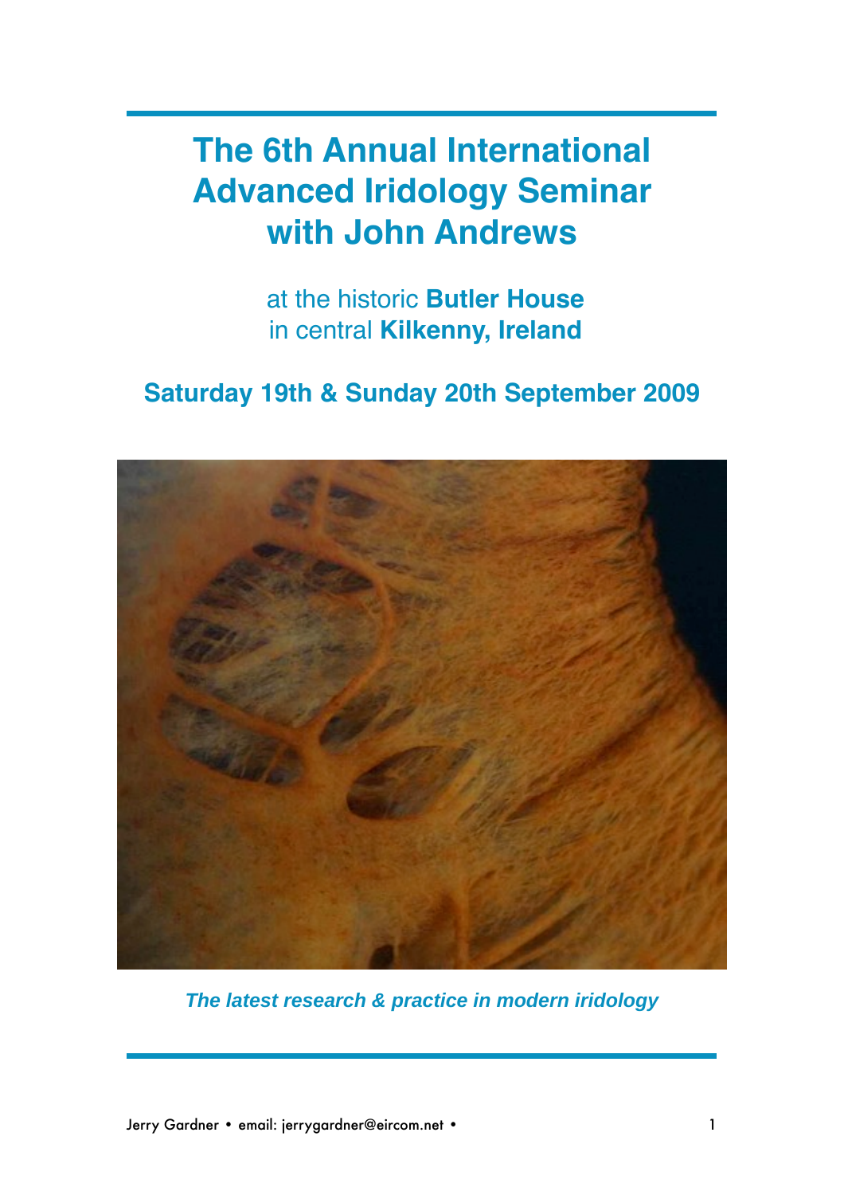# The 6th Annual International Advanced Iridology Seminar with John Andrews

at the historic **Butler House**
in central **Kilkenny, Ireland**

**Saturday 19th & Sunday 20th September 2009**

***The latest research & practice in modern iridology***

Jerry Gardner • email: jerrygardner@eircom.net •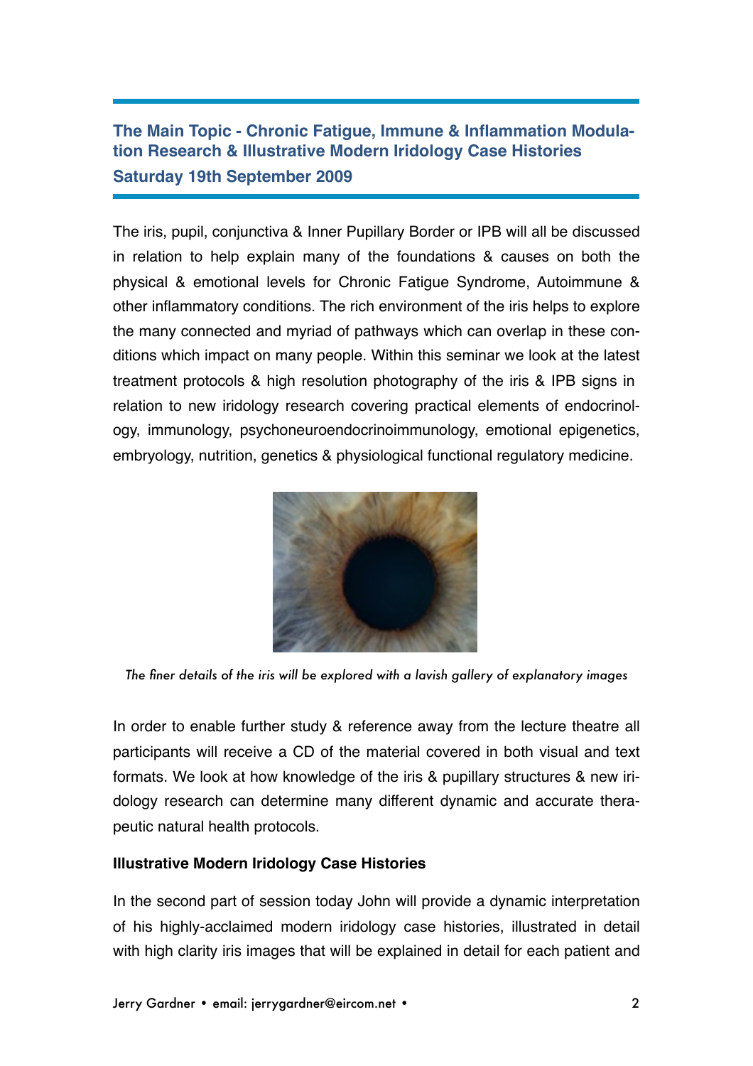## The Main Topic - Chronic Fatigue, Immune & Inflammation Modulation Research & Illustrative Modern Iridology Case Histories

## Saturday 19th September 2009

The iris, pupil, conjunctiva & Inner Pupillary Border or IPB will all be discussed in relation to help explain many of the foundations & causes on both the physical & emotional levels for Chronic Fatigue Syndrome, Autoimmune & other inflammatory conditions. The rich environment of the iris helps to explore the many connected and myriad of pathways which can overlap in these conditions which impact on many people. Within this seminar we look at the latest treatment protocols & high resolution photography of the iris & IPB signs in relation to new iridology research covering practical elements of endocrinology, immunology, psychoneuroendocrinoimmunology, emotional epigenetics, embryology, nutrition, genetics & physiological functional regulatory medicine.

*The finer details of the iris will be explored with a lavish gallery of explanatory images*

In order to enable further study & reference away from the lecture theatre all participants will receive a CD of the material covered in both visual and text formats. We look at how knowledge of the iris & pupillary structures & new iridology research can determine many different dynamic and accurate therapeutic natural health protocols.

**Illustrative Modern Iridology Case Histories**

In the second part of session today John will provide a dynamic interpretation of his highly-acclaimed modern iridology case histories, illustrated in detail with high clarity iris images that will be explained in detail for each patient and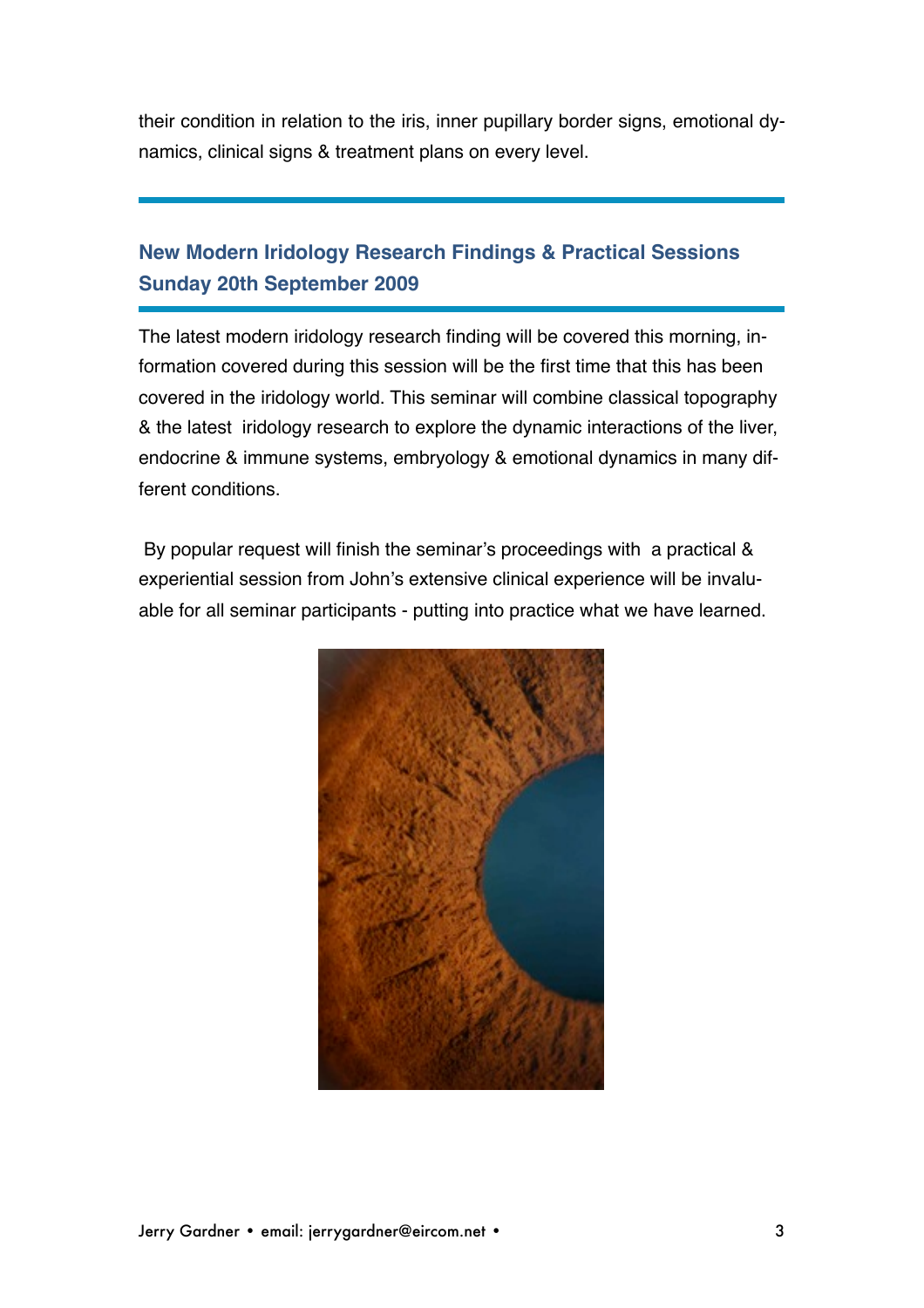their condition in relation to the iris, inner pupillary border signs, emotional dynamics, clinical signs & treatment plans on every level.

## New Modern Iridology Research Findings & Practical Sessions Sunday 20th September 2009

The latest modern iridology research finding will be covered this morning, information covered during this session will be the first time that this has been covered in the iridology world. This seminar will combine classical topography & the latest iridology research to explore the dynamic interactions of the liver, endocrine & immune systems, embryology & emotional dynamics in many different conditions.

By popular request will finish the seminar's proceedings with a practical & experiential session from John's extensive clinical experience will be invaluable for all seminar participants - putting into practice what we have learned.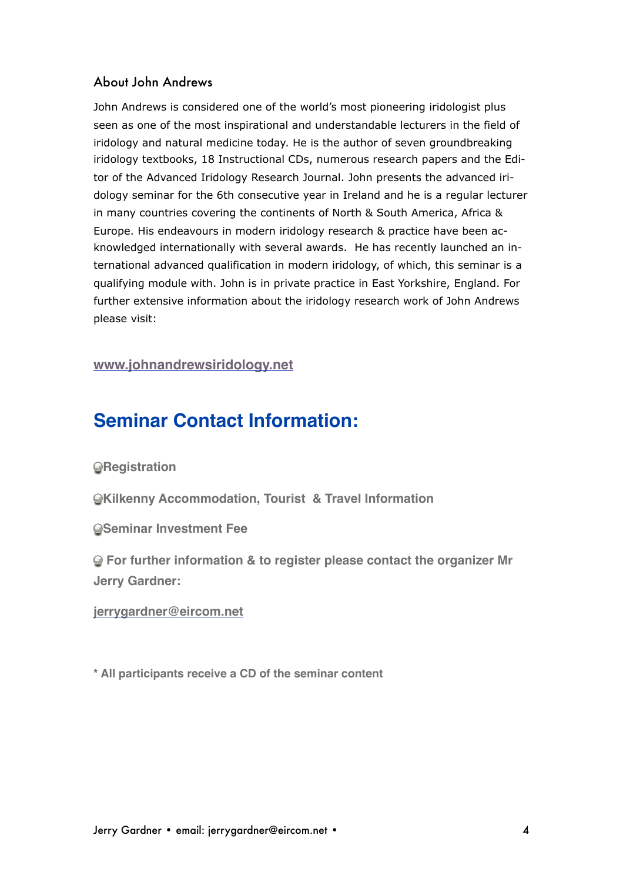## About John Andrews

John Andrews is considered one of the world's most pioneering iridologist plus seen as one of the most inspirational and understandable lecturers in the field of iridology and natural medicine today. He is the author of seven groundbreaking iridology textbooks, 18 Instructional CDs, numerous research papers and the Editor of the Advanced Iridology Research Journal. John presents the advanced iridology seminar for the 6th consecutive year in Ireland and he is a regular lecturer in many countries covering the continents of North & South America, Africa & Europe. His endeavours in modern iridology research & practice have been acknowledged internationally with several awards. He has recently launched an international advanced qualification in modern iridology, of which, this seminar is a qualifying module with. John is in private practice in East Yorkshire, England. For further extensive information about the iridology research work of John Andrews please visit:

www.johnandrewsiridology.net

# Seminar Contact Information:

- **Registration**
- **Kilkenny Accommodation, Tourist & Travel Information**
- **Seminar Investment Fee**
- **For further information & to register please contact the organizer Mr Jerry Gardner:**

jerrygardner@eircom.net

**\* All participants receive a CD of the seminar content**